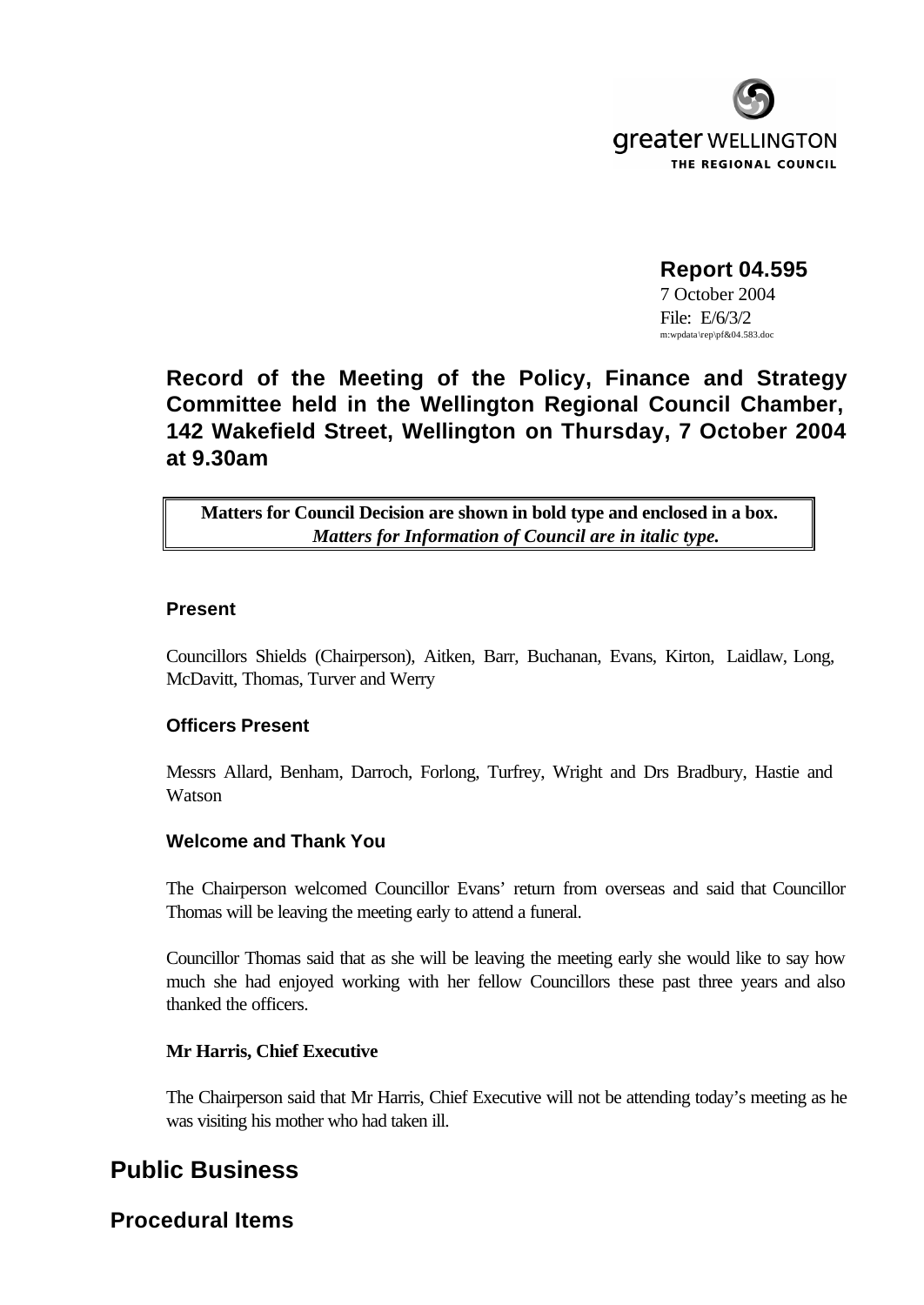greater WELLINGTON
THE REGIONAL COUNCIL

**Report 04.595**
7 October 2004
File: E/6/3/2
m:wpdata\rep\pf&04.583.doc

# Record of the Meeting of the Policy, Finance and Strategy Committee held in the Wellington Regional Council Chamber, 142 Wakefield Street, Wellington on Thursday, 7 October 2004 at 9.30am

| **Matters for Council Decision are shown in bold type and enclosed in a box.** <br> ***Matters for Information of Council are in italic type.*** |
|---|

### Present

Councillors Shields (Chairperson), Aitken, Barr, Buchanan, Evans, Kirton, Laidlaw, Long, McDavitt, Thomas, Turver and Werry

### Officers Present

Messrs Allard, Benham, Darroch, Forlong, Turfrey, Wright and Drs Bradbury, Hastie and Watson

### Welcome and Thank You

The Chairperson welcomed Councillor Evans' return from overseas and said that Councillor Thomas will be leaving the meeting early to attend a funeral.

Councillor Thomas said that as she will be leaving the meeting early she would like to say how much she had enjoyed working with her fellow Councillors these past three years and also thanked the officers.

**Mr Harris, Chief Executive**

The Chairperson said that Mr Harris, Chief Executive will not be attending today's meeting as he was visiting his mother who had taken ill.

## Public Business

## Procedural Items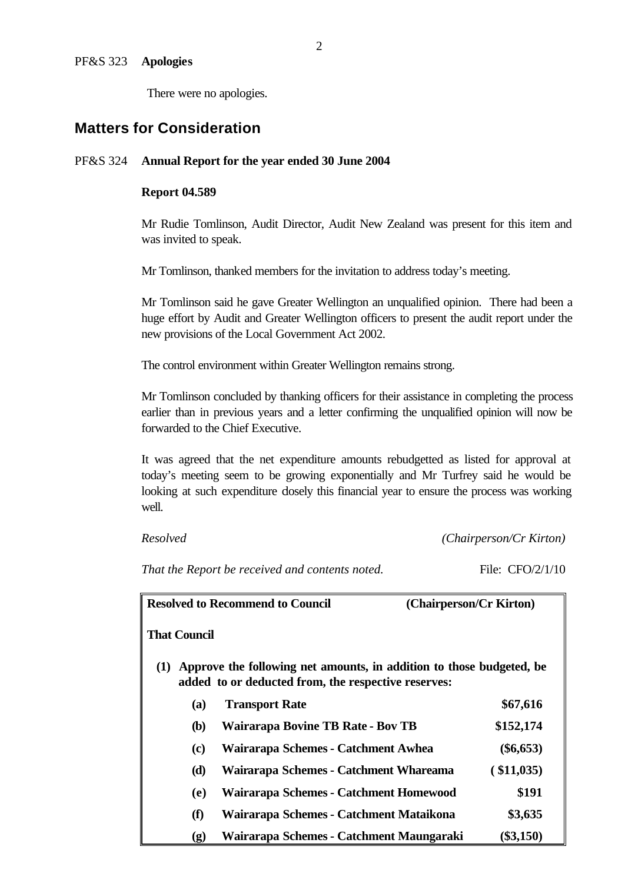PF&S 323 **Apologies**

There were no apologies.

## Matters for Consideration

PF&S 324 **Annual Report for the year ended 30 June 2004**

**Report 04.589**

Mr Rudie Tomlinson, Audit Director, Audit New Zealand was present for this item and was invited to speak.

Mr Tomlinson, thanked members for the invitation to address today's meeting.

Mr Tomlinson said he gave Greater Wellington an unqualified opinion. There had been a huge effort by Audit and Greater Wellington officers to present the audit report under the new provisions of the Local Government Act 2002.

The control environment within Greater Wellington remains strong.

Mr Tomlinson concluded by thanking officers for their assistance in completing the process earlier than in previous years and a letter confirming the unqualified opinion will now be forwarded to the Chief Executive.

It was agreed that the net expenditure amounts rebudgetted as listed for approval at today's meeting seem to be growing exponentially and Mr Turfrey said he would be looking at such expenditure closely this financial year to ensure the process was working well.

*Resolved* *(Chairperson/Cr Kirton)*

*That the Report be received and contents noted.* File: CFO/2/1/10

**Resolved to Recommend to Council** **(Chairperson/Cr Kirton)**

**That Council**

**(1) Approve the following net amounts, in addition to those budgeted, be added to or deducted from, the respective reserves:**

| | | |
|---|---|---|
| **(a)** | **Transport Rate** | **$67,616** |
| **(b)** | **Wairarapa Bovine TB Rate - Bov TB** | **$152,174** |
| **(c)** | **Wairarapa Schemes - Catchment Awhea** | **($6,653)** |
| **(d)** | **Wairarapa Schemes - Catchment Whareama** | **( $11,035)** |
| **(e)** | **Wairarapa Schemes - Catchment Homewood** | **$191** |
| **(f)** | **Wairarapa Schemes - Catchment Mataikona** | **$3,635** |
| **(g)** | **Wairarapa Schemes - Catchment Maungaraki** | **($3,150)** |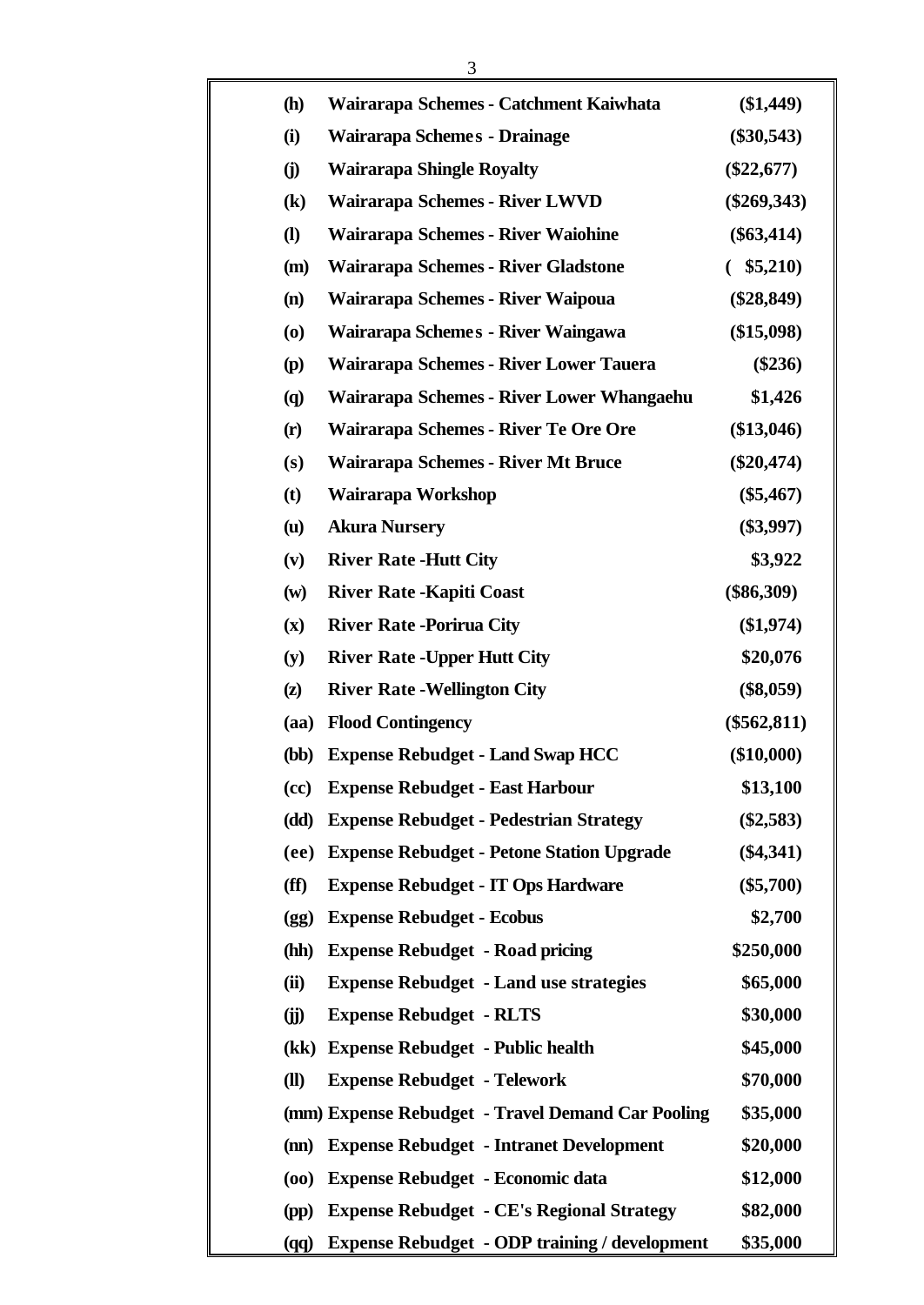| | | |
|---|---|---|
| **(h)** | **Wairarapa Schemes - Catchment Kaiwhata** | **($1,449)** |
| **(i)** | **Wairarapa Schemes - Drainage** | **($30,543)** |
| **(j)** | **Wairarapa Shingle Royalty** | **($22,677)** |
| **(k)** | **Wairarapa Schemes - River LWVD** | **($269,343)** |
| **(l)** | **Wairarapa Schemes - River Waiohine** | **($63,414)** |
| **(m)** | **Wairarapa Schemes - River Gladstone** | **( $5,210)** |
| **(n)** | **Wairarapa Schemes - River Waipoua** | **($28,849)** |
| **(o)** | **Wairarapa Schemes - River Waingawa** | **($15,098)** |
| **(p)** | **Wairarapa Schemes - River Lower Tauera** | **($236)** |
| **(q)** | **Wairarapa Schemes - River Lower Whangaehu** | **$1,426** |
| **(r)** | **Wairarapa Schemes - River Te Ore Ore** | **($13,046)** |
| **(s)** | **Wairarapa Schemes - River Mt Bruce** | **($20,474)** |
| **(t)** | **Wairarapa Workshop** | **($5,467)** |
| **(u)** | **Akura Nursery** | **($3,997)** |
| **(v)** | **River Rate -Hutt City** | **$3,922** |
| **(w)** | **River Rate -Kapiti Coast** | **($86,309)** |
| **(x)** | **River Rate -Porirua City** | **($1,974)** |
| **(y)** | **River Rate -Upper Hutt City** | **$20,076** |
| **(z)** | **River Rate -Wellington City** | **($8,059)** |
| **(aa)** | **Flood Contingency** | **($562,811)** |
| **(bb)** | **Expense Rebudget - Land Swap HCC** | **($10,000)** |
| **(cc)** | **Expense Rebudget - East Harbour** | **$13,100** |
| **(dd)** | **Expense Rebudget - Pedestrian Strategy** | **($2,583)** |
| **(ee)** | **Expense Rebudget - Petone Station Upgrade** | **($4,341)** |
| **(ff)** | **Expense Rebudget - IT Ops Hardware** | **($5,700)** |
| **(gg)** | **Expense Rebudget - Ecobus** | **$2,700** |
| **(hh)** | **Expense Rebudget - Road pricing** | **$250,000** |
| **(ii)** | **Expense Rebudget - Land use strategies** | **$65,000** |
| **(jj)** | **Expense Rebudget - RLTS** | **$30,000** |
| **(kk)** | **Expense Rebudget - Public health** | **$45,000** |
| **(ll)** | **Expense Rebudget - Telework** | **$70,000** |
| **(mm)** | **Expense Rebudget - Travel Demand Car Pooling** | **$35,000** |
| **(nn)** | **Expense Rebudget - Intranet Development** | **$20,000** |
| **(oo)** | **Expense Rebudget - Economic data** | **$12,000** |
| **(pp)** | **Expense Rebudget - CE's Regional Strategy** | **$82,000** |
| **(qq)** | **Expense Rebudget - ODP training / development** | **$35,000** |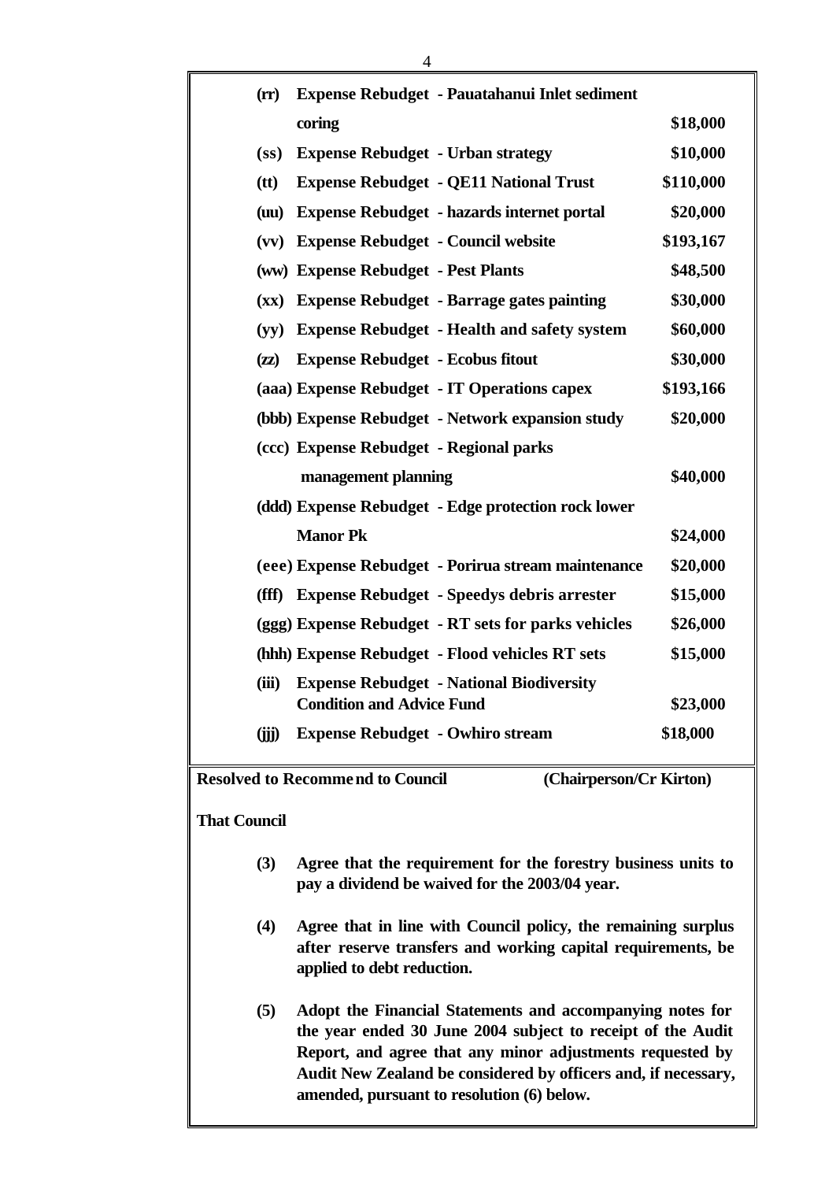| | | |
|---|---|---|
| **(rr)** | **Expense Rebudget - Pauatahanui Inlet sediment coring** | **\$18,000** |
| **(ss)** | **Expense Rebudget - Urban strategy** | **\$10,000** |
| **(tt)** | **Expense Rebudget - QE11 National Trust** | **\$110,000** |
| **(uu)** | **Expense Rebudget - hazards internet portal** | **\$20,000** |
| **(vv)** | **Expense Rebudget - Council website** | **\$193,167** |
| **(ww)** | **Expense Rebudget - Pest Plants** | **\$48,500** |
| **(xx)** | **Expense Rebudget - Barrage gates painting** | **\$30,000** |
| **(yy)** | **Expense Rebudget - Health and safety system** | **\$60,000** |
| **(zz)** | **Expense Rebudget - Ecobus fitout** | **\$30,000** |
| **(aaa)** | **Expense Rebudget - IT Operations capex** | **\$193,166** |
| **(bbb)** | **Expense Rebudget - Network expansion study** | **\$20,000** |
| **(ccc)** | **Expense Rebudget - Regional parks management planning** | **\$40,000** |
| **(ddd)** | **Expense Rebudget - Edge protection rock lower Manor Pk** | **\$24,000** |
| **(eee)** | **Expense Rebudget - Porirua stream maintenance** | **\$20,000** |
| **(fff)** | **Expense Rebudget - Speedys debris arrester** | **\$15,000** |
| **(ggg)** | **Expense Rebudget - RT sets for parks vehicles** | **\$26,000** |
| **(hhh)** | **Expense Rebudget - Flood vehicles RT sets** | **\$15,000** |
| **(iii)** | **Expense Rebudget - National Biodiversity Condition and Advice Fund** | **\$23,000** |
| **(jjj)** | **Expense Rebudget - Owhiro stream** | **\$18,000** |

**Resolved to Recommend to Council (Chairperson/Cr Kirton)**

**That Council**

**(3)** **Agree that the requirement for the forestry business units to pay a dividend be waived for the 2003/04 year.**

**(4)** **Agree that in line with Council policy, the remaining surplus after reserve transfers and working capital requirements, be applied to debt reduction.**

**(5)** **Adopt the Financial Statements and accompanying notes for the year ended 30 June 2004 subject to receipt of the Audit Report, and agree that any minor adjustments requested by Audit New Zealand be considered by officers and, if necessary, amended, pursuant to resolution (6) below.**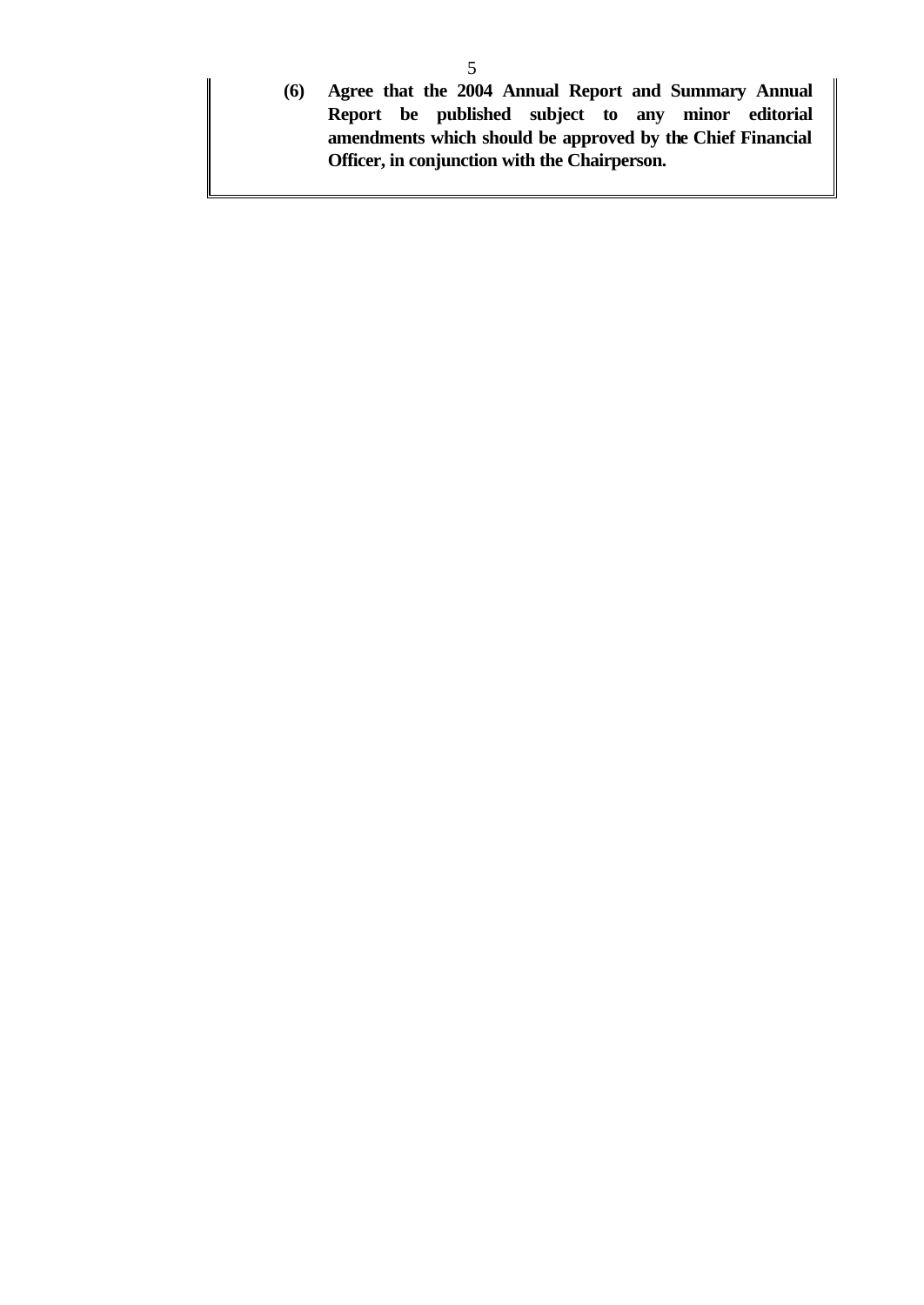**(6) Agree that the 2004 Annual Report and Summary Annual Report be published subject to any minor editorial amendments which should be approved by the Chief Financial Officer, in conjunction with the Chairperson.**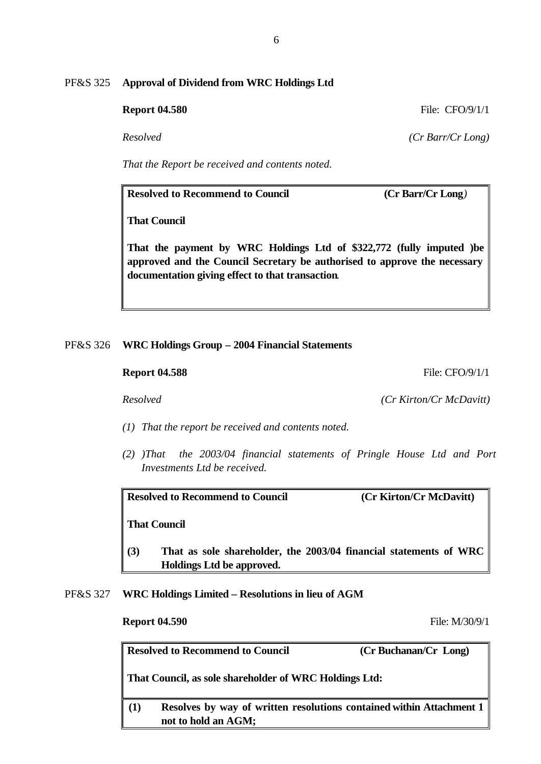**PF&S 325 Approval of Dividend from WRC Holdings Ltd**

**Report 04.580** File: CFO/9/1/1

*Resolved* *(Cr Barr/Cr Long)*

*That the Report be received and contents noted.*

> **Resolved to Recommend to Council** **(Cr Barr/Cr Long)**
>
> **That Council**
>
> **That the payment by WRC Holdings Ltd of $322,772 (fully imputed )be approved and the Council Secretary be authorised to approve the necessary documentation giving effect to that transaction.**

**PF&S 326 WRC Holdings Group – 2004 Financial Statements**

**Report 04.588** File: CFO/9/1/1

*Resolved* *(Cr Kirton/Cr McDavitt)*

*(1) That the report be received and contents noted.*

*(2) )That the 2003/04 financial statements of Pringle House Ltd and Port Investments Ltd be received.*

> **Resolved to Recommend to Council** **(Cr Kirton/Cr McDavitt)**
>
> **That Council**
>
> **(3) That as sole shareholder, the 2003/04 financial statements of WRC Holdings Ltd be approved.**

**PF&S 327 WRC Holdings Limited – Resolutions in lieu of AGM**

**Report 04.590** File: M/30/9/1

> **Resolved to Recommend to Council** **(Cr Buchanan/Cr Long)**
>
> **That Council, as sole shareholder of WRC Holdings Ltd:**
>
> **(1) Resolves by way of written resolutions contained within Attachment 1 not to hold an AGM;**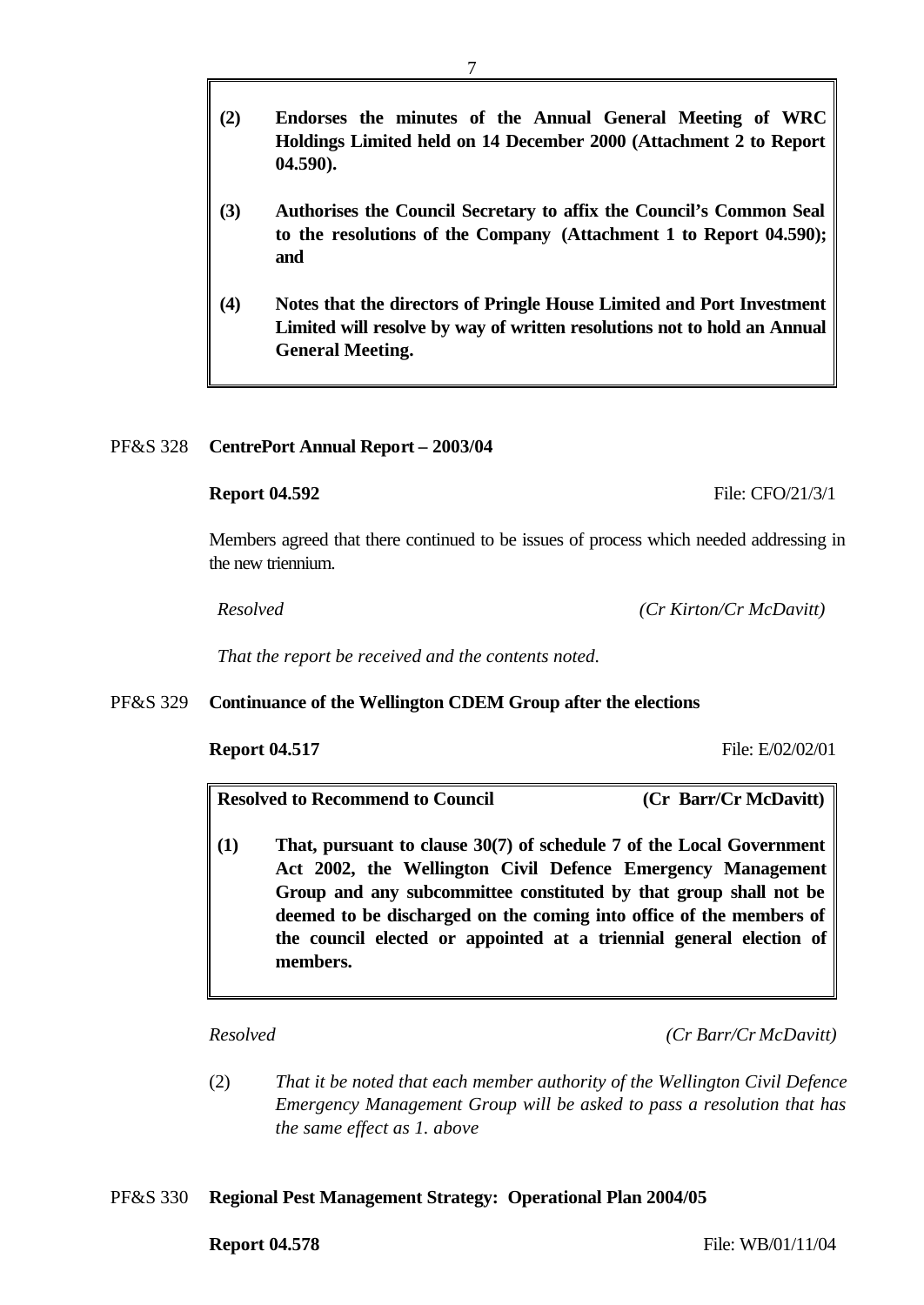**(2) Endorses the minutes of the Annual General Meeting of WRC Holdings Limited held on 14 December 2000 (Attachment 2 to Report 04.590).**

**(3) Authorises the Council Secretary to affix the Council's Common Seal to the resolutions of the Company (Attachment 1 to Report 04.590); and**

**(4) Notes that the directors of Pringle House Limited and Port Investment Limited will resolve by way of written resolutions not to hold an Annual General Meeting.**

PF&S 328 **CentrePort Annual Report – 2003/04**

**Report 04.592** File: CFO/21/3/1

Members agreed that there continued to be issues of process which needed addressing in the new triennium.

*Resolved* *(Cr Kirton/Cr McDavitt)*

*That the report be received and the contents noted.*

PF&S 329 **Continuance of the Wellington CDEM Group after the elections**

**Report 04.517** File: E/02/02/01

**Resolved to Recommend to Council** **(Cr Barr/Cr McDavitt)**

**(1) That, pursuant to clause 30(7) of schedule 7 of the Local Government Act 2002, the Wellington Civil Defence Emergency Management Group and any subcommittee constituted by that group shall not be deemed to be discharged on the coming into office of the members of the council elected or appointed at a triennial general election of members.**

*Resolved* *(Cr Barr/Cr McDavitt)*

(2) *That it be noted that each member authority of the Wellington Civil Defence Emergency Management Group will be asked to pass a resolution that has the same effect as 1. above*

PF&S 330 **Regional Pest Management Strategy: Operational Plan 2004/05**

**Report 04.578** File: WB/01/11/04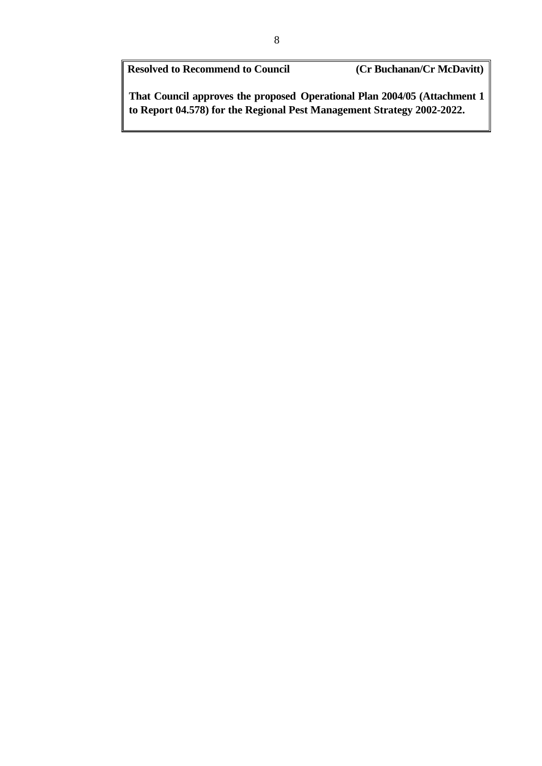**Resolved to Recommend to Council** **(Cr Buchanan/Cr McDavitt)**

**That Council approves the proposed Operational Plan 2004/05 (Attachment 1 to Report 04.578) for the Regional Pest Management Strategy 2002-2022.**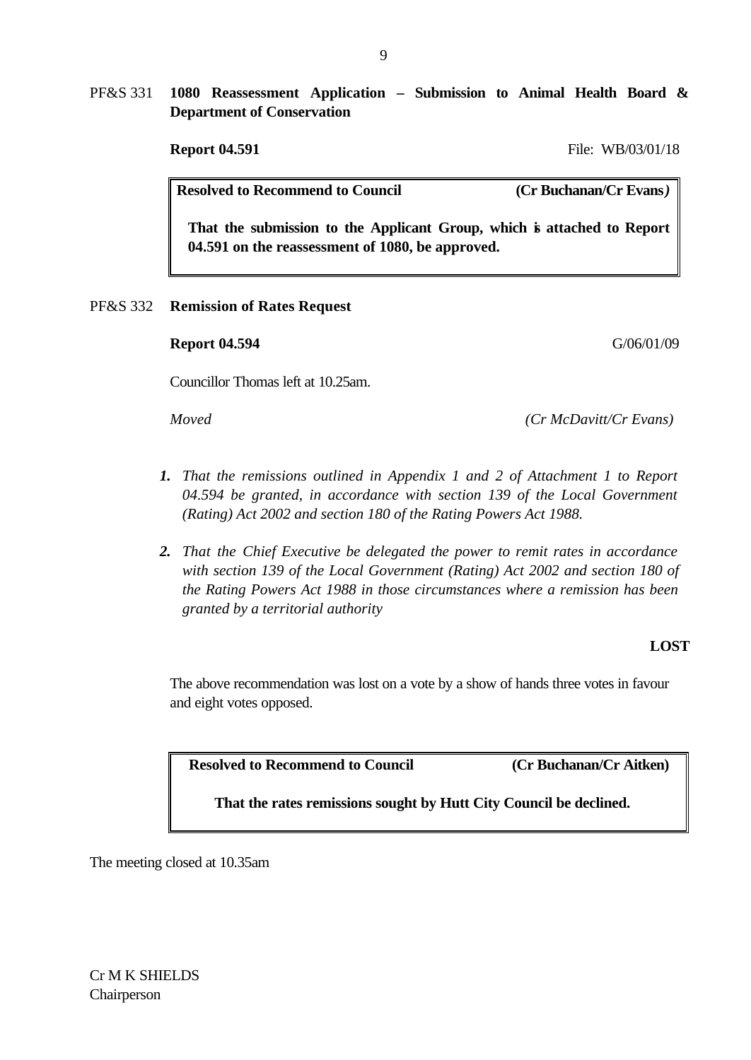PF&S 331 **1080 Reassessment Application – Submission to Animal Health Board & Department of Conservation**

**Report 04.591** File: WB/03/01/18

**Resolved to Recommend to Council** **(Cr Buchanan/Cr Evans)**

**That the submission to the Applicant Group, which is attached to Report 04.591 on the reassessment of 1080, be approved.**

PF&S 332 **Remission of Rates Request**

**Report 04.594** G/06/01/09

Councillor Thomas left at 10.25am.

*Moved* *(Cr McDavitt/Cr Evans)*

***1.*** *That the remissions outlined in Appendix 1 and 2 of Attachment 1 to Report 04.594 be granted, in accordance with section 139 of the Local Government (Rating) Act 2002 and section 180 of the Rating Powers Act 1988.*

***2.*** *That the Chief Executive be delegated the power to remit rates in accordance with section 139 of the Local Government (Rating) Act 2002 and section 180 of the Rating Powers Act 1988 in those circumstances where a remission has been granted by a territorial authority*

**LOST**

The above recommendation was lost on a vote by a show of hands three votes in favour and eight votes opposed.

**Resolved to Recommend to Council** **(Cr Buchanan/Cr Aitken)**

**That the rates remissions sought by Hutt City Council be declined.**

The meeting closed at 10.35am

Cr M K SHIELDS
Chairperson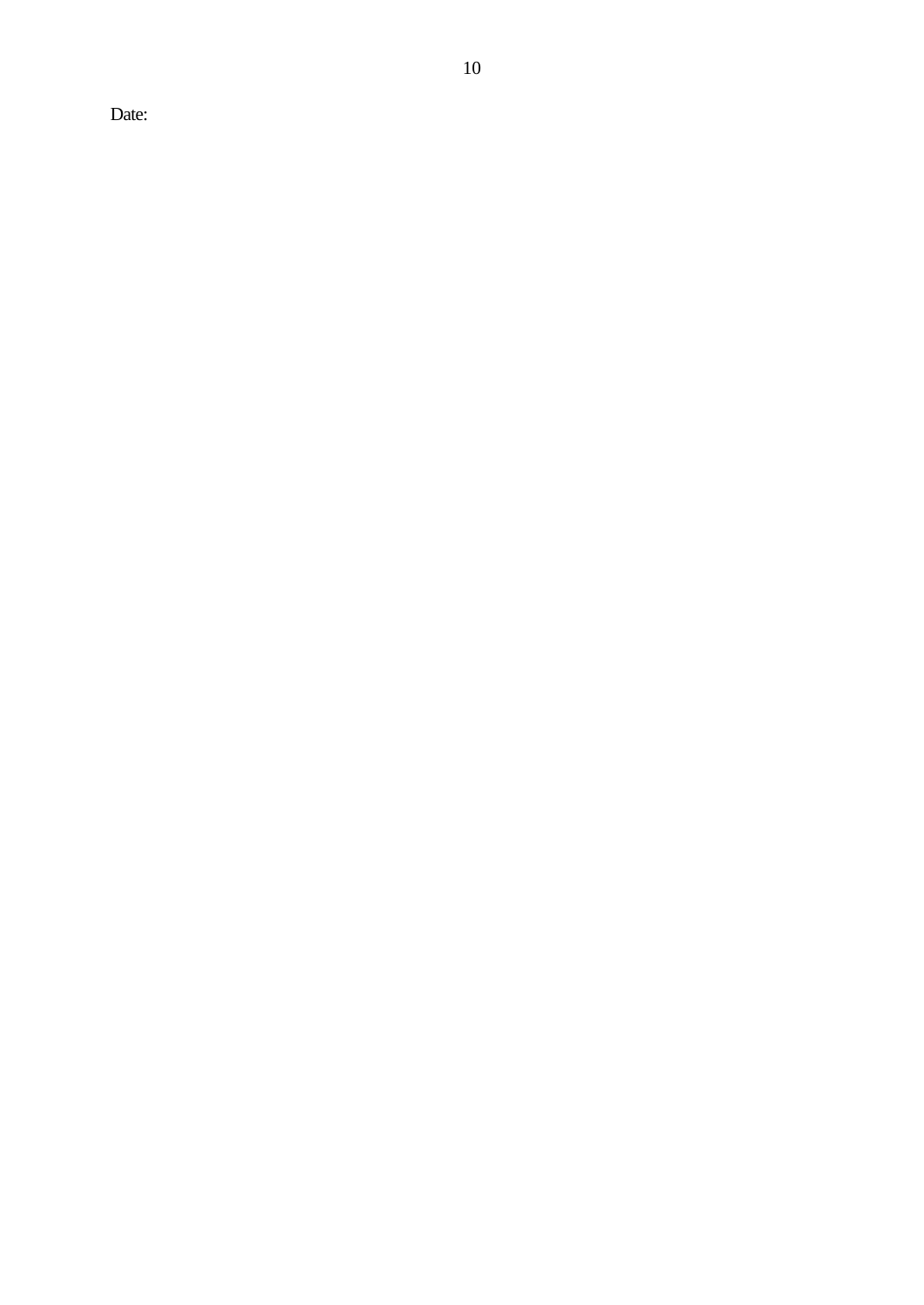Date: